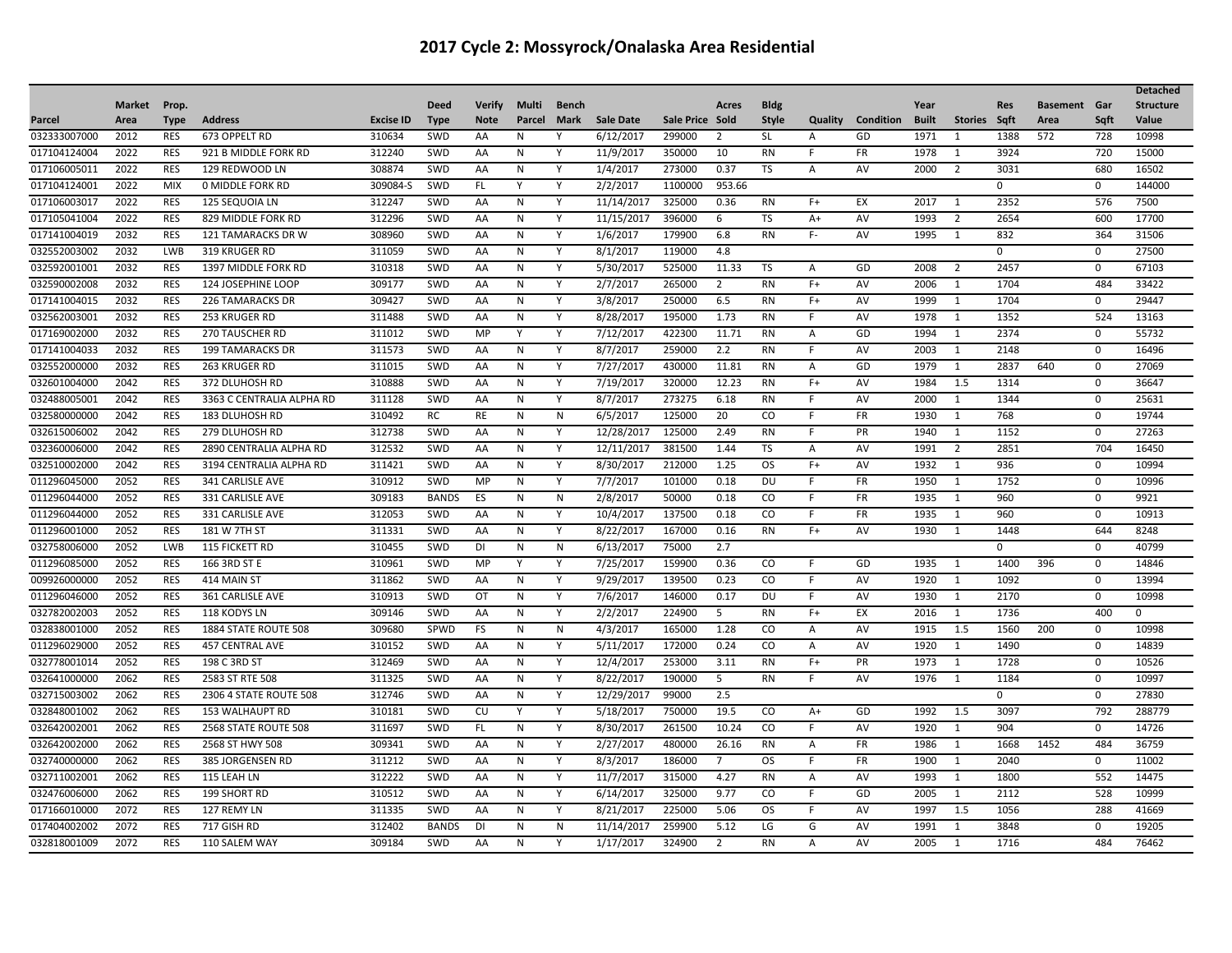# 2017 Cycle 2: Mossyrock/Onalaska Area Residential

| Parcel | Market Area | Prop. Type | Address | Excise ID | Deed Type | Verify Note | Multi Parcel | Bench Mark | Sale Date | Sale Price | Acres Sold | Bldg Style | Quality | Condition | Year Built | Stories | Res Sqft | Basement Area | Gar Sqft | Detached Structure Value |
|---|---|---|---|---|---|---|---|---|---|---|---|---|---|---|---|---|---|---|---|---|
| 032333007000 | 2012 | RES | 673 OPPELT RD | 310634 | SWD | AA | N | Y | 6/12/2017 | 299000 | 2 | SL | A | GD | 1971 | 1 | 1388 | 572 | 728 | 10998 |
| 017104124004 | 2022 | RES | 921 B MIDDLE FORK RD | 312240 | SWD | AA | N | Y | 11/9/2017 | 350000 | 10 | RN | F | FR | 1978 | 1 | 3924 | | 720 | 15000 |
| 017106005011 | 2022 | RES | 129 REDWOOD LN | 308874 | SWD | AA | N | Y | 1/4/2017 | 273000 | 0.37 | TS | A | AV | 2000 | 2 | 3031 | | 680 | 16502 |
| 017104124001 | 2022 | MIX | 0 MIDDLE FORK RD | 309084-S | SWD | FL | Y | Y | 2/2/2017 | 1100000 | 953.66 | | | | | | 0 | | 0 | 144000 |
| 017106003017 | 2022 | RES | 125 SEQUOIA LN | 312247 | SWD | AA | N | Y | 11/14/2017 | 325000 | 0.36 | RN | F+ | EX | 2017 | 1 | 2352 | | 576 | 7500 |
| 017105041004 | 2022 | RES | 829 MIDDLE FORK RD | 312296 | SWD | AA | N | Y | 11/15/2017 | 396000 | 6 | TS | A+ | AV | 1993 | 2 | 2654 | | 600 | 17700 |
| 017141004019 | 2032 | RES | 121 TAMARACKS DR W | 308960 | SWD | AA | N | Y | 1/6/2017 | 179900 | 6.8 | RN | F- | AV | 1995 | 1 | 832 | | 364 | 31506 |
| 032552003002 | 2032 | LWB | 319 KRUGER RD | 311059 | SWD | AA | N | Y | 8/1/2017 | 119000 | 4.8 | | | | | | 0 | | 0 | 27500 |
| 032592001001 | 2032 | RES | 1397 MIDDLE FORK RD | 310318 | SWD | AA | N | Y | 5/30/2017 | 525000 | 11.33 | TS | A | GD | 2008 | 2 | 2457 | | 0 | 67103 |
| 032590002008 | 2032 | RES | 124 JOSEPHINE LOOP | 309177 | SWD | AA | N | Y | 2/7/2017 | 265000 | 2 | RN | F+ | AV | 2006 | 1 | 1704 | | 484 | 33422 |
| 017141004015 | 2032 | RES | 226 TAMARACKS DR | 309427 | SWD | AA | N | Y | 3/8/2017 | 250000 | 6.5 | RN | F+ | AV | 1999 | 1 | 1704 | | 0 | 29447 |
| 032562003001 | 2032 | RES | 253 KRUGER RD | 311488 | SWD | AA | N | Y | 8/28/2017 | 195000 | 1.73 | RN | F | AV | 1978 | 1 | 1352 | | 524 | 13163 |
| 017169002000 | 2032 | RES | 270 TAUSCHER RD | 311012 | SWD | MP | Y | Y | 7/12/2017 | 422300 | 11.71 | RN | A | GD | 1994 | 1 | 2374 | | 0 | 55732 |
| 017141004033 | 2032 | RES | 199 TAMARACKS DR | 311573 | SWD | AA | N | Y | 8/7/2017 | 259000 | 2.2 | RN | F | AV | 2003 | 1 | 2148 | | 0 | 16496 |
| 032552000000 | 2032 | RES | 263 KRUGER RD | 311015 | SWD | AA | N | Y | 7/27/2017 | 430000 | 11.81 | RN | A | GD | 1979 | 1 | 2837 | 640 | 0 | 27069 |
| 032601004000 | 2042 | RES | 372 DLUHOSH RD | 310888 | SWD | AA | N | Y | 7/19/2017 | 320000 | 12.23 | RN | F+ | AV | 1984 | 1.5 | 1314 | | 0 | 36647 |
| 032488005001 | 2042 | RES | 3363 C CENTRALIA ALPHA RD | 311128 | SWD | AA | N | Y | 8/7/2017 | 273275 | 6.18 | RN | F | AV | 2000 | 1 | 1344 | | 0 | 25631 |
| 032580000000 | 2042 | RES | 183 DLUHOSH RD | 310492 | RC | RE | N | N | 6/5/2017 | 125000 | 20 | CO | F | FR | 1930 | 1 | 768 | | 0 | 19744 |
| 032615006002 | 2042 | RES | 279 DLUHOSH RD | 312738 | SWD | AA | N | Y | 12/28/2017 | 125000 | 2.49 | RN | F | PR | 1940 | 1 | 1152 | | 0 | 27263 |
| 032360006000 | 2042 | RES | 2890 CENTRALIA ALPHA RD | 312532 | SWD | AA | N | Y | 12/11/2017 | 381500 | 1.44 | TS | A | AV | 1991 | 2 | 2851 | | 704 | 16450 |
| 032510002000 | 2042 | RES | 3194 CENTRALIA ALPHA RD | 311421 | SWD | AA | N | Y | 8/30/2017 | 212000 | 1.25 | OS | F+ | AV | 1932 | 1 | 936 | | 0 | 10994 |
| 011296045000 | 2052 | RES | 341 CARLISLE AVE | 310912 | SWD | MP | N | Y | 7/7/2017 | 101000 | 0.18 | DU | F | FR | 1950 | 1 | 1752 | | 0 | 10996 |
| 011296044000 | 2052 | RES | 331 CARLISLE AVE | 309183 | BANDS | ES | N | N | 2/8/2017 | 50000 | 0.18 | CO | F | FR | 1935 | 1 | 960 | | 0 | 9921 |
| 011296044000 | 2052 | RES | 331 CARLISLE AVE | 312053 | SWD | AA | N | Y | 10/4/2017 | 137500 | 0.18 | CO | F | FR | 1935 | 1 | 960 | | 0 | 10913 |
| 011296001000 | 2052 | RES | 181 W 7TH ST | 311331 | SWD | AA | N | Y | 8/22/2017 | 167000 | 0.16 | RN | F+ | AV | 1930 | 1 | 1448 | | 644 | 8248 |
| 032758006000 | 2052 | LWB | 115 FICKETT RD | 310455 | SWD | DI | N | N | 6/13/2017 | 75000 | 2.7 | | | | | | 0 | | 0 | 40799 |
| 011296085000 | 2052 | RES | 166 3RD ST E | 310961 | SWD | MP | Y | Y | 7/25/2017 | 159900 | 0.36 | CO | F | GD | 1935 | 1 | 1400 | 396 | 0 | 14846 |
| 009926000000 | 2052 | RES | 414 MAIN ST | 311862 | SWD | AA | N | Y | 9/29/2017 | 139500 | 0.23 | CO | F | AV | 1920 | 1 | 1092 | | 0 | 13994 |
| 011296046000 | 2052 | RES | 361 CARLISLE AVE | 310913 | SWD | OT | N | Y | 7/6/2017 | 146000 | 0.17 | DU | F | AV | 1930 | 1 | 2170 | | 0 | 10998 |
| 032782002003 | 2052 | RES | 118 KODYS LN | 309146 | SWD | AA | N | Y | 2/2/2017 | 224900 | 5 | RN | F+ | EX | 2016 | 1 | 1736 | | 400 | 0 |
| 032838001000 | 2052 | RES | 1884 STATE ROUTE 508 | 309680 | SPWD | FS | N | N | 4/3/2017 | 165000 | 1.28 | CO | A | AV | 1915 | 1.5 | 1560 | 200 | 0 | 10998 |
| 011296029000 | 2052 | RES | 457 CENTRAL AVE | 310152 | SWD | AA | N | Y | 5/11/2017 | 172000 | 0.24 | CO | A | AV | 1920 | 1 | 1490 | | 0 | 14839 |
| 032778001014 | 2052 | RES | 198 C 3RD ST | 312469 | SWD | AA | N | Y | 12/4/2017 | 253000 | 3.11 | RN | F+ | PR | 1973 | 1 | 1728 | | 0 | 10526 |
| 032641000000 | 2062 | RES | 2583 ST RTE 508 | 311325 | SWD | AA | N | Y | 8/22/2017 | 190000 | 5 | RN | F | AV | 1976 | 1 | 1184 | | 0 | 10997 |
| 032715003002 | 2062 | RES | 2306 4 STATE ROUTE 508 | 312746 | SWD | AA | N | Y | 12/29/2017 | 99000 | 2.5 | | | | | | 0 | | 0 | 27830 |
| 032848001002 | 2062 | RES | 153 WALHAUPT RD | 310181 | SWD | CU | Y | Y | 5/18/2017 | 750000 | 19.5 | CO | A+ | GD | 1992 | 1.5 | 3097 | | 792 | 288779 |
| 032642002001 | 2062 | RES | 2568 STATE ROUTE 508 | 311697 | SWD | FL | N | Y | 8/30/2017 | 261500 | 10.24 | CO | F | AV | 1920 | 1 | 904 | | 0 | 14726 |
| 032642002000 | 2062 | RES | 2568 ST HWY 508 | 309341 | SWD | AA | N | Y | 2/27/2017 | 480000 | 26.16 | RN | A | FR | 1986 | 1 | 1668 | 1452 | 484 | 36759 |
| 032740000000 | 2062 | RES | 385 JORGENSEN RD | 311212 | SWD | AA | N | Y | 8/3/2017 | 186000 | 7 | OS | F | FR | 1900 | 1 | 2040 | | 0 | 11002 |
| 032711002001 | 2062 | RES | 115 LEAH LN | 312222 | SWD | AA | N | Y | 11/7/2017 | 315000 | 4.27 | RN | A | AV | 1993 | 1 | 1800 | | 552 | 14475 |
| 032476006000 | 2062 | RES | 199 SHORT RD | 310512 | SWD | AA | N | Y | 6/14/2017 | 325000 | 9.77 | CO | F | GD | 2005 | 1 | 2112 | | 528 | 10999 |
| 017166010000 | 2072 | RES | 127 REMY LN | 311335 | SWD | AA | N | Y | 8/21/2017 | 225000 | 5.06 | OS | F | AV | 1997 | 1.5 | 1056 | | 288 | 41669 |
| 017404002002 | 2072 | RES | 717 GISH RD | 312402 | BANDS | DI | N | N | 11/14/2017 | 259900 | 5.12 | LG | G | AV | 1991 | 1 | 3848 | | 0 | 19205 |
| 032818001009 | 2072 | RES | 110 SALEM WAY | 309184 | SWD | AA | N | Y | 1/17/2017 | 324900 | 2 | RN | A | AV | 2005 | 1 | 1716 | | 484 | 76462 |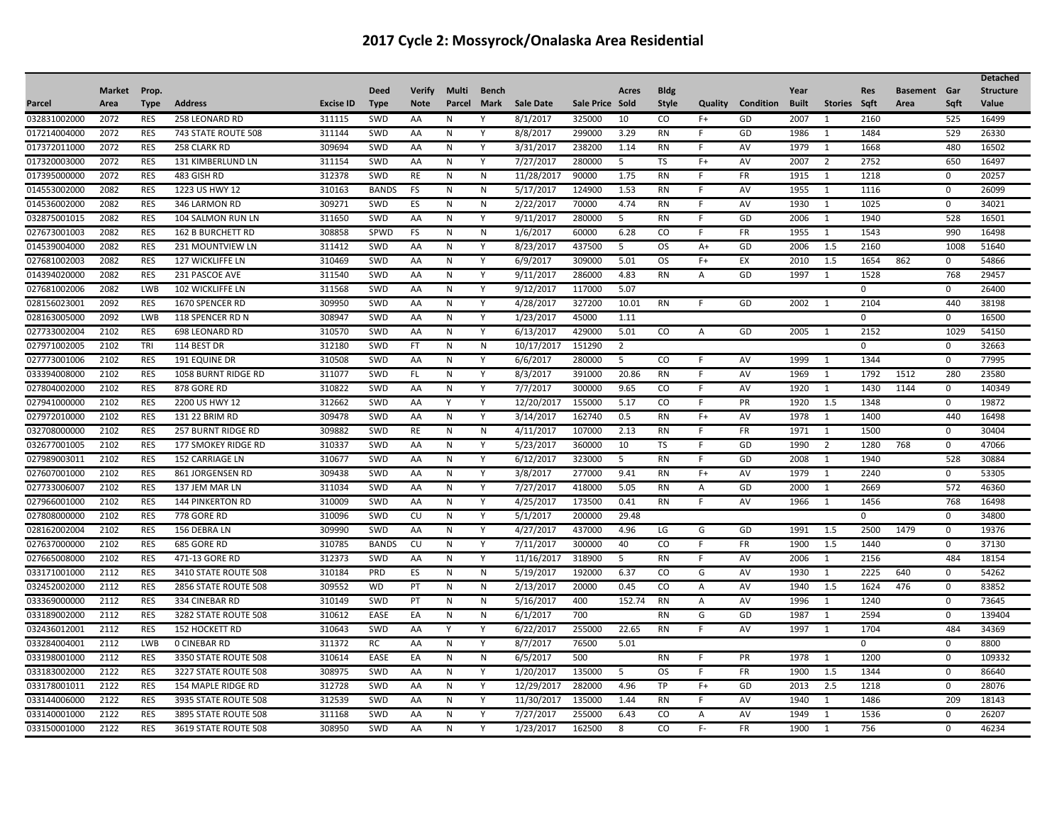# 2017 Cycle 2: Mossyrock/Onalaska Area Residential

| Parcel | Market Area | Prop. Type | Address | Excise ID | Deed Type | Verify Note | Multi Parcel | Bench Mark | Sale Date | Sale Price | Acres Sold | Bldg Style | Quality | Condition | Year Built | Stories | Res Sqft | Basement Area | Gar Sqft | Detached Structure Value |
|---|---|---|---|---|---|---|---|---|---|---|---|---|---|---|---|---|---|---|---|---|
| 032831002000 | 2072 | RES | 258 LEONARD RD | 311115 | SWD | AA | N | Y | 8/1/2017 | 325000 | 10 | CO | F+ | GD | 2007 | 1 | 2160 | | 525 | 16499 |
| 017214004000 | 2072 | RES | 743 STATE ROUTE 508 | 311144 | SWD | AA | N | Y | 8/8/2017 | 299000 | 3.29 | RN | F | GD | 1986 | 1 | 1484 | | 529 | 26330 |
| 017372011000 | 2072 | RES | 258 CLARK RD | 309694 | SWD | AA | N | Y | 3/31/2017 | 238200 | 1.14 | RN | F | AV | 1979 | 1 | 1668 | | 480 | 16502 |
| 017320003000 | 2072 | RES | 131 KIMBERLUND LN | 311154 | SWD | AA | N | Y | 7/27/2017 | 280000 | 5 | TS | F+ | AV | 2007 | 2 | 2752 | | 650 | 16497 |
| 017395000000 | 2072 | RES | 483 GISH RD | 312378 | SWD | RE | N | N | 11/28/2017 | 90000 | 1.75 | RN | F | FR | 1915 | 1 | 1218 | | 0 | 20257 |
| 014553002000 | 2082 | RES | 1223 US HWY 12 | 310163 | BANDS | FS | N | N | 5/17/2017 | 124900 | 1.53 | RN | F | AV | 1955 | 1 | 1116 | | 0 | 26099 |
| 014536002000 | 2082 | RES | 346 LARMON RD | 309271 | SWD | ES | N | N | 2/22/2017 | 70000 | 4.74 | RN | F | AV | 1930 | 1 | 1025 | | 0 | 34021 |
| 032875001015 | 2082 | RES | 104 SALMON RUN LN | 311650 | SWD | AA | N | Y | 9/11/2017 | 280000 | 5 | RN | F | GD | 2006 | 1 | 1940 | | 528 | 16501 |
| 027673001003 | 2082 | RES | 162 B BURCHETT RD | 308858 | SPWD | FS | N | N | 1/6/2017 | 60000 | 6.28 | CO | F | FR | 1955 | 1 | 1543 | | 990 | 16498 |
| 014539004000 | 2082 | RES | 231 MOUNTVIEW LN | 311412 | SWD | AA | N | Y | 8/23/2017 | 437500 | 5 | OS | A+ | GD | 2006 | 1.5 | 2160 | | 1008 | 51640 |
| 027681002003 | 2082 | RES | 127 WICKLIFFE LN | 310469 | SWD | AA | N | Y | 6/9/2017 | 309000 | 5.01 | OS | F+ | EX | 2010 | 1.5 | 1654 | 862 | 0 | 54866 |
| 014394020000 | 2082 | RES | 231 PASCOE AVE | 311540 | SWD | AA | N | Y | 9/11/2017 | 286000 | 4.83 | RN | A | GD | 1997 | 1 | 1528 | | 768 | 29457 |
| 027681002006 | 2082 | LWB | 102 WICKLIFFE LN | 311568 | SWD | AA | N | Y | 9/12/2017 | 117000 | 5.07 | | | | | | 0 | | 0 | 26400 |
| 028156023001 | 2092 | RES | 1670 SPENCER RD | 309950 | SWD | AA | N | Y | 4/28/2017 | 327200 | 10.01 | RN | F | GD | 2002 | 1 | 2104 | | 440 | 38198 |
| 028163005000 | 2092 | LWB | 118 SPENCER RD N | 308947 | SWD | AA | N | Y | 1/23/2017 | 45000 | 1.11 | | | | | | 0 | | 0 | 16500 |
| 027733002004 | 2102 | RES | 698 LEONARD RD | 310570 | SWD | AA | N | Y | 6/13/2017 | 429000 | 5.01 | CO | A | GD | 2005 | 1 | 2152 | | 1029 | 54150 |
| 027971002005 | 2102 | TRI | 114 BEST DR | 312180 | SWD | FT | N | N | 10/17/2017 | 151290 | 2 | | | | | | 0 | | 0 | 32663 |
| 027773001006 | 2102 | RES | 191 EQUINE DR | 310508 | SWD | AA | N | Y | 6/6/2017 | 280000 | 5 | CO | F | AV | 1999 | 1 | 1344 | | 0 | 77995 |
| 033394008000 | 2102 | RES | 1058 BURNT RIDGE RD | 311077 | SWD | FL | N | Y | 8/3/2017 | 391000 | 20.86 | RN | F | AV | 1969 | 1 | 1792 | 1512 | 280 | 23580 |
| 027804002000 | 2102 | RES | 878 GORE RD | 310822 | SWD | AA | N | Y | 7/7/2017 | 300000 | 9.65 | CO | F | AV | 1920 | 1 | 1430 | 1144 | 0 | 140349 |
| 027941000000 | 2102 | RES | 2200 US HWY 12 | 312662 | SWD | AA | Y | Y | 12/20/2017 | 155000 | 5.17 | CO | F | PR | 1920 | 1.5 | 1348 | | 0 | 19872 |
| 027972010000 | 2102 | RES | 131 22 BRIM RD | 309478 | SWD | AA | N | Y | 3/14/2017 | 162740 | 0.5 | RN | F+ | AV | 1978 | 1 | 1400 | | 440 | 16498 |
| 032708000000 | 2102 | RES | 257 BURNT RIDGE RD | 309882 | SWD | RE | N | N | 4/11/2017 | 107000 | 2.13 | RN | F | FR | 1971 | 1 | 1500 | | 0 | 30404 |
| 032677001005 | 2102 | RES | 177 SMOKEY RIDGE RD | 310337 | SWD | AA | N | Y | 5/23/2017 | 360000 | 10 | TS | F | GD | 1990 | 2 | 1280 | 768 | 0 | 47066 |
| 027989003011 | 2102 | RES | 152 CARRIAGE LN | 310677 | SWD | AA | N | Y | 6/12/2017 | 323000 | 5 | RN | F | GD | 2008 | 1 | 1940 | | 528 | 30884 |
| 027607001000 | 2102 | RES | 861 JORGENSEN RD | 309438 | SWD | AA | N | Y | 3/8/2017 | 277000 | 9.41 | RN | F+ | AV | 1979 | 1 | 2240 | | 0 | 53305 |
| 027733006007 | 2102 | RES | 137 JEM MAR LN | 311034 | SWD | AA | N | Y | 7/27/2017 | 418000 | 5.05 | RN | A | GD | 2000 | 1 | 2669 | | 572 | 46360 |
| 027966001000 | 2102 | RES | 144 PINKERTON RD | 310009 | SWD | AA | N | Y | 4/25/2017 | 173500 | 0.41 | RN | F | AV | 1966 | 1 | 1456 | | 768 | 16498 |
| 027808000000 | 2102 | RES | 778 GORE RD | 310096 | SWD | CU | N | Y | 5/1/2017 | 200000 | 29.48 | | | | | | 0 | | 0 | 34800 |
| 028162002004 | 2102 | RES | 156 DEBRA LN | 309990 | SWD | AA | N | Y | 4/27/2017 | 437000 | 4.96 | LG | G | GD | 1991 | 1.5 | 2500 | 1479 | 0 | 19376 |
| 027637000000 | 2102 | RES | 685 GORE RD | 310785 | BANDS | CU | N | Y | 7/11/2017 | 300000 | 40 | CO | F | FR | 1900 | 1.5 | 1440 | | 0 | 37130 |
| 027665008000 | 2102 | RES | 471-13 GORE RD | 312373 | SWD | AA | N | Y | 11/16/2017 | 318900 | 5 | RN | F | AV | 2006 | 1 | 2156 | | 484 | 18154 |
| 033171001000 | 2112 | RES | 3410 STATE ROUTE 508 | 310184 | PRD | ES | N | N | 5/19/2017 | 192000 | 6.37 | CO | G | AV | 1930 | 1 | 2225 | 640 | 0 | 54262 |
| 032452002000 | 2112 | RES | 2856 STATE ROUTE 508 | 309552 | WD | PT | N | N | 2/13/2017 | 20000 | 0.45 | CO | A | AV | 1940 | 1.5 | 1624 | 476 | 0 | 83852 |
| 033369000000 | 2112 | RES | 334 CINEBAR RD | 310149 | SWD | PT | N | N | 5/16/2017 | 400 | 152.74 | RN | A | AV | 1996 | 1 | 1240 | | 0 | 73645 |
| 033189002000 | 2112 | RES | 3282 STATE ROUTE 508 | 310612 | EASE | EA | N | N | 6/1/2017 | 700 | | RN | G | GD | 1987 | 1 | 2594 | | 0 | 139404 |
| 032436012001 | 2112 | RES | 152 HOCKETT RD | 310643 | SWD | AA | Y | Y | 6/22/2017 | 255000 | 22.65 | RN | F | AV | 1997 | 1 | 1704 | | 484 | 34369 |
| 033284004001 | 2112 | LWB | 0 CINEBAR RD | 311372 | RC | AA | N | Y | 8/7/2017 | 76500 | 5.01 | | | | | | 0 | | 0 | 8800 |
| 033198001000 | 2112 | RES | 3350 STATE ROUTE 508 | 310614 | EASE | EA | N | N | 6/5/2017 | 500 | | RN | F | PR | 1978 | 1 | 1200 | | 0 | 109332 |
| 033183002000 | 2122 | RES | 3227 STATE ROUTE 508 | 308975 | SWD | AA | N | Y | 1/20/2017 | 135000 | 5 | OS | F | FR | 1900 | 1.5 | 1344 | | 0 | 86640 |
| 033178001011 | 2122 | RES | 154 MAPLE RIDGE RD | 312728 | SWD | AA | N | Y | 12/29/2017 | 282000 | 4.96 | TP | F+ | GD | 2013 | 2.5 | 1218 | | 0 | 28076 |
| 033144006000 | 2122 | RES | 3935 STATE ROUTE 508 | 312539 | SWD | AA | N | Y | 11/30/2017 | 135000 | 1.44 | RN | F | AV | 1940 | 1 | 1486 | | 209 | 18143 |
| 033140001000 | 2122 | RES | 3895 STATE ROUTE 508 | 311168 | SWD | AA | N | Y | 7/27/2017 | 255000 | 6.43 | CO | A | AV | 1949 | 1 | 1536 | | 0 | 26207 |
| 033150001000 | 2122 | RES | 3619 STATE ROUTE 508 | 308950 | SWD | AA | N | Y | 1/23/2017 | 162500 | 8 | CO | F- | FR | 1900 | 1 | 756 | | 0 | 46234 |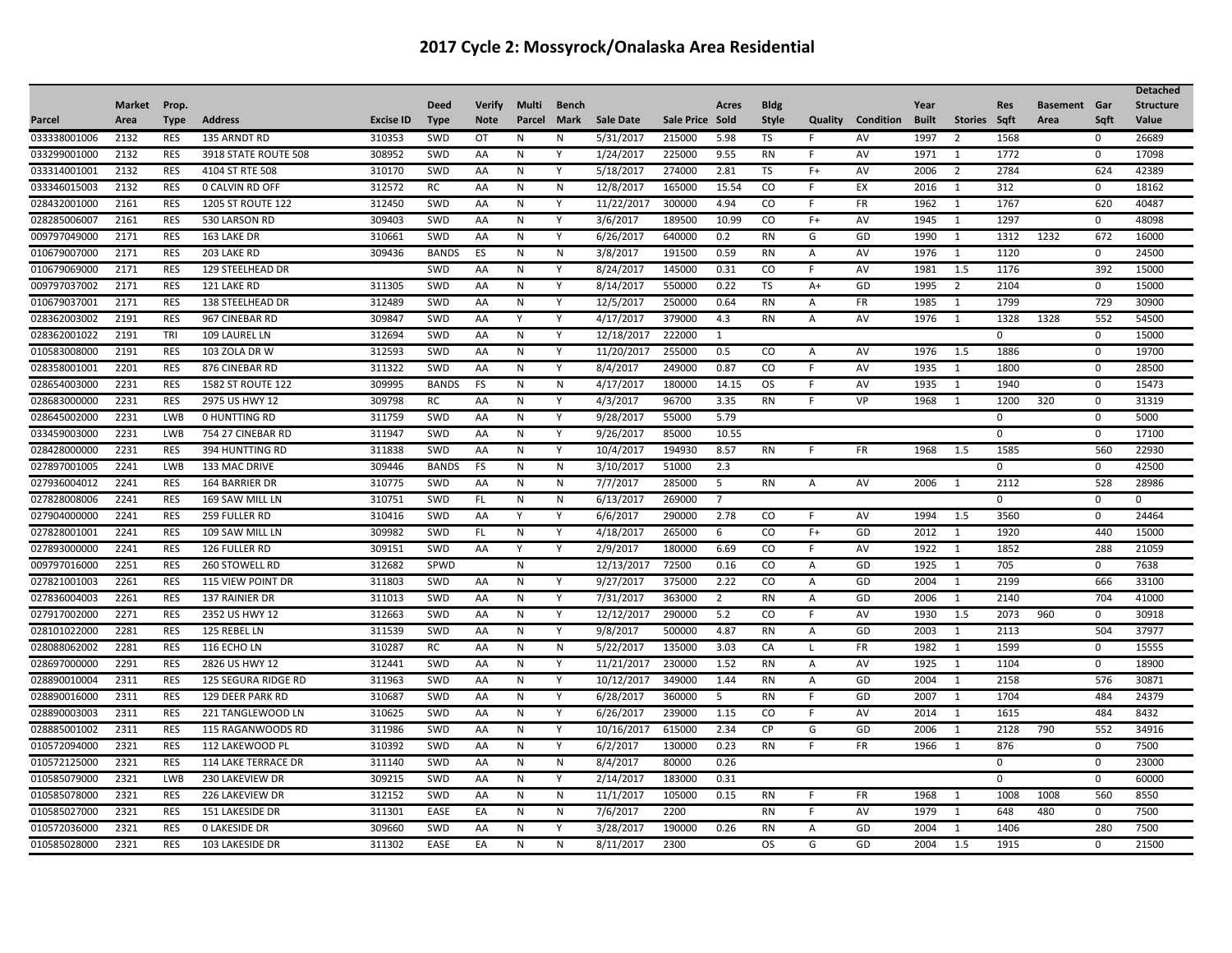# 2017 Cycle 2: Mossyrock/Onalaska Area Residential

| Parcel | Market Area | Prop. Type | Address | Excise ID | Deed Type | Verify Note | Multi Parcel | Bench Mark | Sale Date | Sale Price | Acres Sold | Bldg Style | Quality | Condition | Year Built | Stories | Res Sqft | Basement Area | Gar Sqft | Detached Structure Value |
|---|---|---|---|---|---|---|---|---|---|---|---|---|---|---|---|---|---|---|---|---|
| 033338001006 | 2132 | RES | 135 ARNDT RD | 310353 | SWD | OT | N | N | 5/31/2017 | 215000 | 5.98 | TS | F | AV | 1997 | 2 | 1568 | | 0 | 26689 |
| 033299001000 | 2132 | RES | 3918 STATE ROUTE 508 | 308952 | SWD | AA | N | Y | 1/24/2017 | 225000 | 9.55 | RN | F | AV | 1971 | 1 | 1772 | | 0 | 17098 |
| 033314001001 | 2132 | RES | 4104 ST RTE 508 | 310170 | SWD | AA | N | Y | 5/18/2017 | 274000 | 2.81 | TS | F+ | AV | 2006 | 2 | 2784 | | 624 | 42389 |
| 033346015003 | 2132 | RES | 0 CALVIN RD OFF | 312572 | RC | AA | N | N | 12/8/2017 | 165000 | 15.54 | CO | F | EX | 2016 | 1 | 312 | | 0 | 18162 |
| 028432001000 | 2161 | RES | 1205 ST ROUTE 122 | 312450 | SWD | AA | N | Y | 11/22/2017 | 300000 | 4.94 | CO | F | FR | 1962 | 1 | 1767 | | 620 | 40487 |
| 028285006007 | 2161 | RES | 530 LARSON RD | 309403 | SWD | AA | N | Y | 3/6/2017 | 189500 | 10.99 | CO | F+ | AV | 1945 | 1 | 1297 | | 0 | 48098 |
| 009797049000 | 2171 | RES | 163 LAKE DR | 310661 | SWD | AA | N | Y | 6/26/2017 | 640000 | 0.2 | RN | G | GD | 1990 | 1 | 1312 | 1232 | 672 | 16000 |
| 010679007000 | 2171 | RES | 203 LAKE RD | 309436 | BANDS | ES | N | N | 3/8/2017 | 191500 | 0.59 | RN | A | AV | 1976 | 1 | 1120 | | 0 | 24500 |
| 010679069000 | 2171 | RES | 129 STEELHEAD DR | | SWD | AA | N | Y | 8/24/2017 | 145000 | 0.31 | CO | F | AV | 1981 | 1.5 | 1176 | | 392 | 15000 |
| 009797037002 | 2171 | RES | 121 LAKE RD | 311305 | SWD | AA | N | Y | 8/14/2017 | 550000 | 0.22 | TS | A+ | GD | 1995 | 2 | 2104 | | 0 | 15000 |
| 010679037001 | 2171 | RES | 138 STEELHEAD DR | 312489 | SWD | AA | N | Y | 12/5/2017 | 250000 | 0.64 | RN | A | FR | 1985 | 1 | 1799 | | 729 | 30900 |
| 028362003002 | 2191 | RES | 967 CINEBAR RD | 309847 | SWD | AA | Y | Y | 4/17/2017 | 379000 | 4.3 | RN | A | AV | 1976 | 1 | 1328 | 1328 | 552 | 54500 |
| 028362001022 | 2191 | TRI | 109 LAUREL LN | 312694 | SWD | AA | N | Y | 12/18/2017 | 222000 | 1 | | | | | | 0 | | 0 | 15000 |
| 010583008000 | 2191 | RES | 103 ZOLA DR W | 312593 | SWD | AA | N | Y | 11/20/2017 | 255000 | 0.5 | CO | A | AV | 1976 | 1.5 | 1886 | | 0 | 19700 |
| 028358001001 | 2201 | RES | 876 CINEBAR RD | 311322 | SWD | AA | N | Y | 8/4/2017 | 249000 | 0.87 | CO | F | AV | 1935 | 1 | 1800 | | 0 | 28500 |
| 028654003000 | 2231 | RES | 1582 ST ROUTE 122 | 309995 | BANDS | FS | N | N | 4/17/2017 | 180000 | 14.15 | OS | F | AV | 1935 | 1 | 1940 | | 0 | 15473 |
| 028683000000 | 2231 | RES | 2975 US HWY 12 | 309798 | RC | AA | N | Y | 4/3/2017 | 96700 | 3.35 | RN | F | VP | 1968 | 1 | 1200 | 320 | 0 | 31319 |
| 028645002000 | 2231 | LWB | 0 HUNTTING RD | 311759 | SWD | AA | N | Y | 9/28/2017 | 55000 | 5.79 | | | | | | 0 | | 0 | 5000 |
| 033459003000 | 2231 | LWB | 754 27 CINEBAR RD | 311947 | SWD | AA | N | Y | 9/26/2017 | 85000 | 10.55 | | | | | | 0 | | 0 | 17100 |
| 028428000000 | 2231 | RES | 394 HUNTTING RD | 311838 | SWD | AA | N | Y | 10/4/2017 | 194930 | 8.57 | RN | F | FR | 1968 | 1.5 | 1585 | | 560 | 22930 |
| 027897001005 | 2241 | LWB | 133 MAC DRIVE | 309446 | BANDS | FS | N | N | 3/10/2017 | 51000 | 2.3 | | | | | | 0 | | 0 | 42500 |
| 027936004012 | 2241 | RES | 164 BARRIER DR | 310775 | SWD | AA | N | N | 7/7/2017 | 285000 | 5 | RN | A | AV | 2006 | 1 | 2112 | | 528 | 28986 |
| 027828008006 | 2241 | RES | 169 SAW MILL LN | 310751 | SWD | FL | N | N | 6/13/2017 | 269000 | 7 | | | | | | 0 | | 0 | 0 |
| 027904000000 | 2241 | RES | 259 FULLER RD | 310416 | SWD | AA | Y | Y | 6/6/2017 | 290000 | 2.78 | CO | F | AV | 1994 | 1.5 | 3560 | | 0 | 24464 |
| 027828001001 | 2241 | RES | 109 SAW MILL LN | 309982 | SWD | FL | N | Y | 4/18/2017 | 265000 | 6 | CO | F+ | GD | 2012 | 1 | 1920 | | 440 | 15000 |
| 027893000000 | 2241 | RES | 126 FULLER RD | 309151 | SWD | AA | Y | Y | 2/9/2017 | 180000 | 6.69 | CO | F | AV | 1922 | 1 | 1852 | | 288 | 21059 |
| 009797016000 | 2251 | RES | 260 STOWELL RD | 312682 | SPWD | | N | | 12/13/2017 | 72500 | 0.16 | CO | A | GD | 1925 | 1 | 705 | | 0 | 7638 |
| 027821001003 | 2261 | RES | 115 VIEW POINT DR | 311803 | SWD | AA | N | Y | 9/27/2017 | 375000 | 2.22 | CO | A | GD | 2004 | 1 | 2199 | | 666 | 33100 |
| 027836004003 | 2261 | RES | 137 RAINIER DR | 311013 | SWD | AA | N | Y | 7/31/2017 | 363000 | 2 | RN | A | GD | 2006 | 1 | 2140 | | 704 | 41000 |
| 027917002000 | 2271 | RES | 2352 US HWY 12 | 312663 | SWD | AA | N | Y | 12/12/2017 | 290000 | 5.2 | CO | F | AV | 1930 | 1.5 | 2073 | 960 | 0 | 30918 |
| 028101022000 | 2281 | RES | 125 REBEL LN | 311539 | SWD | AA | N | Y | 9/8/2017 | 500000 | 4.87 | RN | A | GD | 2003 | 1 | 2113 | | 504 | 37977 |
| 028088062002 | 2281 | RES | 116 ECHO LN | 310287 | RC | AA | N | N | 5/22/2017 | 135000 | 3.03 | CA | L | FR | 1982 | 1 | 1599 | | 0 | 15555 |
| 028697000000 | 2291 | RES | 2826 US HWY 12 | 312441 | SWD | AA | N | Y | 11/21/2017 | 230000 | 1.52 | RN | A | AV | 1925 | 1 | 1104 | | 0 | 18900 |
| 028890010004 | 2311 | RES | 125 SEGURA RIDGE RD | 311963 | SWD | AA | N | Y | 10/12/2017 | 349000 | 1.44 | RN | A | GD | 2004 | 1 | 2158 | | 576 | 30871 |
| 028890016000 | 2311 | RES | 129 DEER PARK RD | 310687 | SWD | AA | N | Y | 6/28/2017 | 360000 | 5 | RN | F | GD | 2007 | 1 | 1704 | | 484 | 24379 |
| 028890003003 | 2311 | RES | 221 TANGLEWOOD LN | 310625 | SWD | AA | N | Y | 6/26/2017 | 239000 | 1.15 | CO | F | AV | 2014 | 1 | 1615 | | 484 | 8432 |
| 028885001002 | 2311 | RES | 115 RAGANWOODS RD | 311986 | SWD | AA | N | Y | 10/16/2017 | 615000 | 2.34 | CP | G | GD | 2006 | 1 | 2128 | 790 | 552 | 34916 |
| 010572094000 | 2321 | RES | 112 LAKEWOOD PL | 310392 | SWD | AA | N | Y | 6/2/2017 | 130000 | 0.23 | RN | F | FR | 1966 | 1 | 876 | | 0 | 7500 |
| 010572125000 | 2321 | RES | 114 LAKE TERRACE DR | 311140 | SWD | AA | N | N | 8/4/2017 | 80000 | 0.26 | | | | | | 0 | | 0 | 23000 |
| 010585079000 | 2321 | LWB | 230 LAKEVIEW DR | 309215 | SWD | AA | N | Y | 2/14/2017 | 183000 | 0.31 | | | | | | 0 | | 0 | 60000 |
| 010585078000 | 2321 | RES | 226 LAKEVIEW DR | 312152 | SWD | AA | N | N | 11/1/2017 | 105000 | 0.15 | RN | F | FR | 1968 | 1 | 1008 | 1008 | 560 | 8550 |
| 010585027000 | 2321 | RES | 151 LAKESIDE DR | 311301 | EASE | EA | N | N | 7/6/2017 | 2200 | | RN | F | AV | 1979 | 1 | 648 | 480 | 0 | 7500 |
| 010572036000 | 2321 | RES | 0 LAKESIDE DR | 309660 | SWD | AA | N | Y | 3/28/2017 | 190000 | 0.26 | RN | A | GD | 2004 | 1 | 1406 | | 280 | 7500 |
| 010585028000 | 2321 | RES | 103 LAKESIDE DR | 311302 | EASE | EA | N | N | 8/11/2017 | 2300 | | OS | G | GD | 2004 | 1.5 | 1915 | | 0 | 21500 |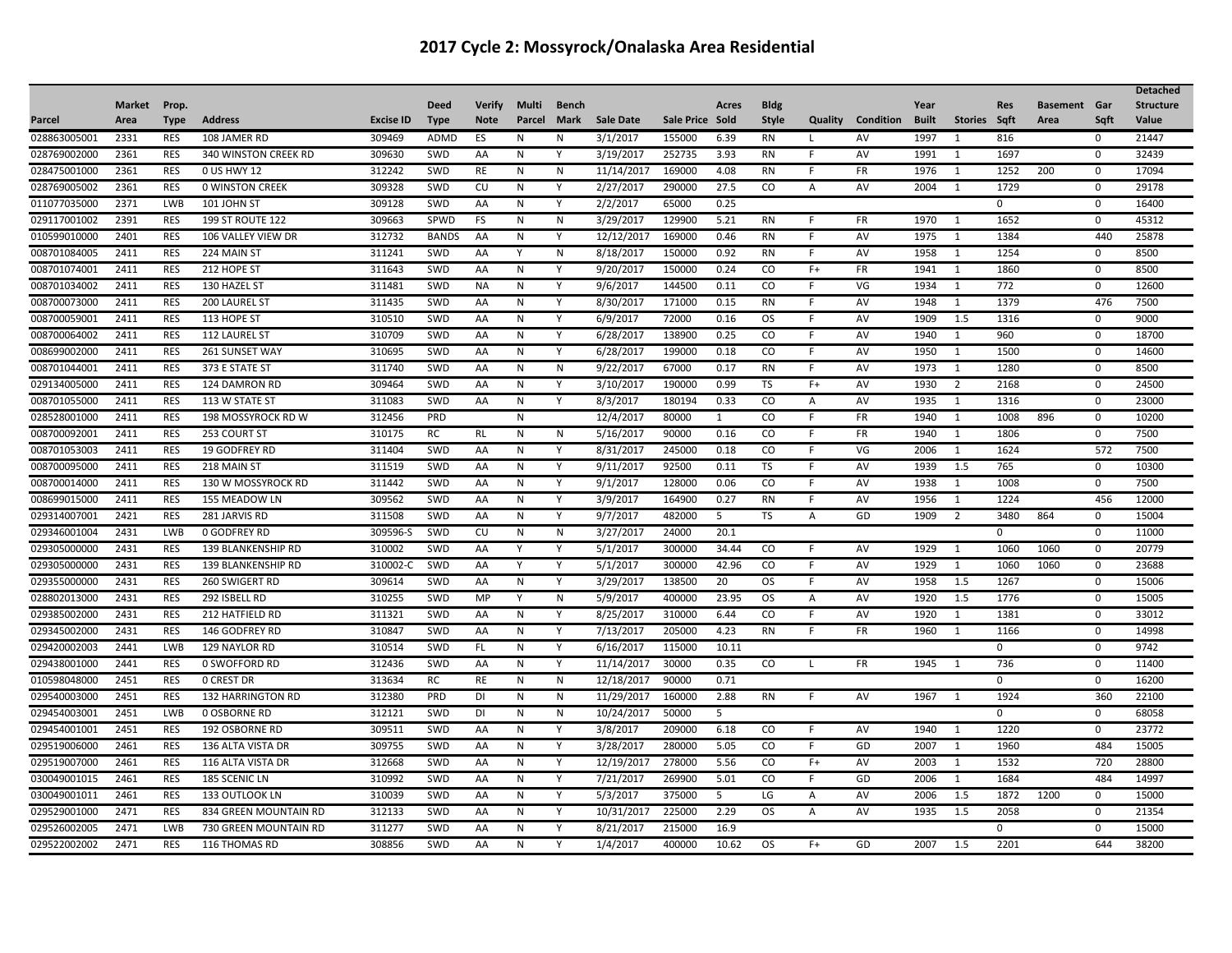# 2017 Cycle 2: Mossyrock/Onalaska Area Residential

| Parcel | Market Area | Prop. Type | Address | Excise ID | Deed Type | Verify Note | Multi Parcel | Bench Mark | Sale Date | Sale Price | Acres Sold | Bldg Style | Quality | Condition | Year Built | Stories | Res Sqft | Basement Area | Gar Sqft | Detached Structure Value |
|---|---|---|---|---|---|---|---|---|---|---|---|---|---|---|---|---|---|---|---|---|
| 028863005001 | 2331 | RES | 108 JAMER RD | 309469 | ADMD | ES | N | N | 3/1/2017 | 155000 | 6.39 | RN | L | AV | 1997 | 1 | 816 | | 0 | 21447 |
| 028769002000 | 2361 | RES | 340 WINSTON CREEK RD | 309630 | SWD | AA | N | Y | 3/19/2017 | 252735 | 3.93 | RN | F | AV | 1991 | 1 | 1697 | | 0 | 32439 |
| 028475001000 | 2361 | RES | 0 US HWY 12 | 312242 | SWD | RE | N | N | 11/14/2017 | 169000 | 4.08 | RN | F | FR | 1976 | 1 | 1252 | 200 | 0 | 17094 |
| 028769005002 | 2361 | RES | 0 WINSTON CREEK | 309328 | SWD | CU | N | Y | 2/27/2017 | 290000 | 27.5 | CO | A | AV | 2004 | 1 | 1729 | | 0 | 29178 |
| 011077035000 | 2371 | LWB | 101 JOHN ST | 309128 | SWD | AA | N | Y | 2/2/2017 | 65000 | 0.25 | | | | | | 0 | | 0 | 16400 |
| 029117001002 | 2391 | RES | 199 ST ROUTE 122 | 309663 | SPWD | FS | N | N | 3/29/2017 | 129900 | 5.21 | RN | F | FR | 1970 | 1 | 1652 | | 0 | 45312 |
| 010599010000 | 2401 | RES | 106 VALLEY VIEW DR | 312732 | BANDS | AA | N | Y | 12/12/2017 | 169000 | 0.46 | RN | F | AV | 1975 | 1 | 1384 | | 440 | 25878 |
| 008701084005 | 2411 | RES | 224 MAIN ST | 311241 | SWD | AA | Y | N | 8/18/2017 | 150000 | 0.92 | RN | F | AV | 1958 | 1 | 1254 | | 0 | 8500 |
| 008701074001 | 2411 | RES | 212 HOPE ST | 311643 | SWD | AA | N | Y | 9/20/2017 | 150000 | 0.24 | CO | F+ | FR | 1941 | 1 | 1860 | | 0 | 8500 |
| 008701034002 | 2411 | RES | 130 HAZEL ST | 311481 | SWD | NA | N | Y | 9/6/2017 | 144500 | 0.11 | CO | F | VG | 1934 | 1 | 772 | | 0 | 12600 |
| 008700073000 | 2411 | RES | 200 LAUREL ST | 311435 | SWD | AA | N | Y | 8/30/2017 | 171000 | 0.15 | RN | F | AV | 1948 | 1 | 1379 | | 476 | 7500 |
| 008700059001 | 2411 | RES | 113 HOPE ST | 310510 | SWD | AA | N | Y | 6/9/2017 | 72000 | 0.16 | OS | F | AV | 1909 | 1.5 | 1316 | | 0 | 9000 |
| 008700064002 | 2411 | RES | 112 LAUREL ST | 310709 | SWD | AA | N | Y | 6/28/2017 | 138900 | 0.25 | CO | F | AV | 1940 | 1 | 960 | | 0 | 18700 |
| 008699002000 | 2411 | RES | 261 SUNSET WAY | 310695 | SWD | AA | N | Y | 6/28/2017 | 199000 | 0.18 | CO | F | AV | 1950 | 1 | 1500 | | 0 | 14600 |
| 008701044001 | 2411 | RES | 373 E STATE ST | 311740 | SWD | AA | N | N | 9/22/2017 | 67000 | 0.17 | RN | F | AV | 1973 | 1 | 1280 | | 0 | 8500 |
| 029134005000 | 2411 | RES | 124 DAMRON RD | 309464 | SWD | AA | N | Y | 3/10/2017 | 190000 | 0.99 | TS | F+ | AV | 1930 | 2 | 2168 | | 0 | 24500 |
| 008701055000 | 2411 | RES | 113 W STATE ST | 311083 | SWD | AA | N | Y | 8/3/2017 | 180194 | 0.33 | CO | A | AV | 1935 | 1 | 1316 | | 0 | 23000 |
| 028528001000 | 2411 | RES | 198 MOSSYROCK RD W | 312456 | PRD | | N | | 12/4/2017 | 80000 | 1 | CO | F | FR | 1940 | 1 | 1008 | 896 | 0 | 10200 |
| 008700092001 | 2411 | RES | 253 COURT ST | 310175 | RC | RL | N | N | 5/16/2017 | 90000 | 0.16 | CO | F | FR | 1940 | 1 | 1806 | | 0 | 7500 |
| 008701053003 | 2411 | RES | 19 GODFREY RD | 311404 | SWD | AA | N | Y | 8/31/2017 | 245000 | 0.18 | CO | F | VG | 2006 | 1 | 1624 | | 572 | 7500 |
| 008700095000 | 2411 | RES | 218 MAIN ST | 311519 | SWD | AA | N | Y | 9/11/2017 | 92500 | 0.11 | TS | F | AV | 1939 | 1.5 | 765 | | 0 | 10300 |
| 008700014000 | 2411 | RES | 130 W MOSSYROCK RD | 311442 | SWD | AA | N | Y | 9/1/2017 | 128000 | 0.06 | CO | F | AV | 1938 | 1 | 1008 | | 0 | 7500 |
| 008699015000 | 2411 | RES | 155 MEADOW LN | 309562 | SWD | AA | N | Y | 3/9/2017 | 164900 | 0.27 | RN | F | AV | 1956 | 1 | 1224 | | 456 | 12000 |
| 029314007001 | 2421 | RES | 281 JARVIS RD | 311508 | SWD | AA | N | Y | 9/7/2017 | 482000 | 5 | TS | A | GD | 1909 | 2 | 3480 | 864 | 0 | 15004 |
| 029346001004 | 2431 | LWB | 0 GODFREY RD | 309596-S | SWD | CU | N | N | 3/27/2017 | 24000 | 20.1 | | | | | | 0 | | 0 | 11000 |
| 029305000000 | 2431 | RES | 139 BLANKENSHIP RD | 310002 | SWD | AA | Y | Y | 5/1/2017 | 300000 | 34.44 | CO | F | AV | 1929 | 1 | 1060 | 1060 | 0 | 20779 |
| 029305000000 | 2431 | RES | 139 BLANKENSHIP RD | 310002-C | SWD | AA | Y | Y | 5/1/2017 | 300000 | 42.96 | CO | F | AV | 1929 | 1 | 1060 | 1060 | 0 | 23688 |
| 029355000000 | 2431 | RES | 260 SWIGERT RD | 309614 | SWD | AA | N | Y | 3/29/2017 | 138500 | 20 | OS | F | AV | 1958 | 1.5 | 1267 | | 0 | 15006 |
| 028802013000 | 2431 | RES | 292 ISBELL RD | 310255 | SWD | MP | Y | N | 5/9/2017 | 400000 | 23.95 | OS | A | AV | 1920 | 1.5 | 1776 | | 0 | 15005 |
| 029385002000 | 2431 | RES | 212 HATFIELD RD | 311321 | SWD | AA | N | Y | 8/25/2017 | 310000 | 6.44 | CO | F | AV | 1920 | 1 | 1381 | | 0 | 33012 |
| 029345002000 | 2431 | RES | 146 GODFREY RD | 310847 | SWD | AA | N | Y | 7/13/2017 | 205000 | 4.23 | RN | F | FR | 1960 | 1 | 1166 | | 0 | 14998 |
| 029420002003 | 2441 | LWB | 129 NAYLOR RD | 310514 | SWD | FL | N | Y | 6/16/2017 | 115000 | 10.11 | | | | | | 0 | | 0 | 9742 |
| 029438001000 | 2441 | RES | 0 SWOFFORD RD | 312436 | SWD | AA | N | Y | 11/14/2017 | 30000 | 0.35 | CO | L | FR | 1945 | 1 | 736 | | 0 | 11400 |
| 010598048000 | 2451 | RES | 0 CREST DR | 313634 | RC | RE | N | N | 12/18/2017 | 90000 | 0.71 | | | | | | 0 | | 0 | 16200 |
| 029540003000 | 2451 | RES | 132 HARRINGTON RD | 312380 | PRD | DI | N | N | 11/29/2017 | 160000 | 2.88 | RN | F | AV | 1967 | 1 | 1924 | | 360 | 22100 |
| 029454003001 | 2451 | LWB | 0 OSBORNE RD | 312121 | SWD | DI | N | N | 10/24/2017 | 50000 | 5 | | | | | | 0 | | 0 | 68058 |
| 029454001001 | 2451 | RES | 192 OSBORNE RD | 309511 | SWD | AA | N | Y | 3/8/2017 | 209000 | 6.18 | CO | F | AV | 1940 | 1 | 1220 | | 0 | 23772 |
| 029519006000 | 2461 | RES | 136 ALTA VISTA DR | 309755 | SWD | AA | N | Y | 3/28/2017 | 280000 | 5.05 | CO | F | GD | 2007 | 1 | 1960 | | 484 | 15005 |
| 029519007000 | 2461 | RES | 116 ALTA VISTA DR | 312668 | SWD | AA | N | Y | 12/19/2017 | 278000 | 5.56 | CO | F+ | AV | 2003 | 1 | 1532 | | 720 | 28800 |
| 030049001015 | 2461 | RES | 185 SCENIC LN | 310992 | SWD | AA | N | Y | 7/21/2017 | 269900 | 5.01 | CO | F | GD | 2006 | 1 | 1684 | | 484 | 14997 |
| 030049001011 | 2461 | RES | 133 OUTLOOK LN | 310039 | SWD | AA | N | Y | 5/3/2017 | 375000 | 5 | LG | A | AV | 2006 | 1.5 | 1872 | 1200 | 0 | 15000 |
| 029529001000 | 2471 | RES | 834 GREEN MOUNTAIN RD | 312133 | SWD | AA | N | Y | 10/31/2017 | 225000 | 2.29 | OS | A | AV | 1935 | 1.5 | 2058 | | 0 | 21354 |
| 029526002005 | 2471 | LWB | 730 GREEN MOUNTAIN RD | 311277 | SWD | AA | N | Y | 8/21/2017 | 215000 | 16.9 | | | | | | 0 | | 0 | 15000 |
| 029522002002 | 2471 | RES | 116 THOMAS RD | 308856 | SWD | AA | N | Y | 1/4/2017 | 400000 | 10.62 | OS | F+ | GD | 2007 | 1.5 | 2201 | | 644 | 38200 |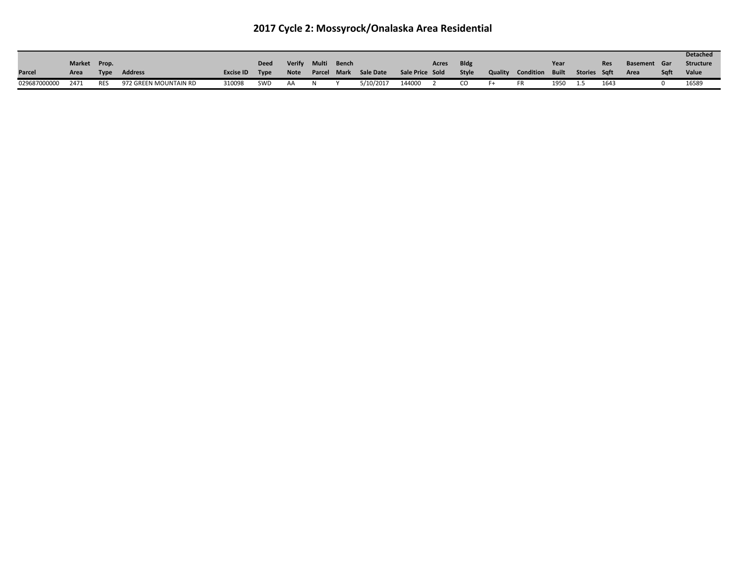# 2017 Cycle 2: Mossyrock/Onalaska Area Residential

| Parcel | Market Area | Prop. Type | Address | Excise ID | Deed Type | Verify Note | Multi Parcel | Bench Mark | Sale Date | Sale Price | Acres Sold | Bldg Style | Quality | Condition | Year Built | Stories | Res Sqft | Basement Area | Gar Sqft | Detached Structure Value |
|---|---|---|---|---|---|---|---|---|---|---|---|---|---|---|---|---|---|---|---|---|
| 029687000000 | 2471 | RES | 972 GREEN MOUNTAIN RD | 310098 | SWD | AA | N | Y | 5/10/2017 | 144000 | 2 | CO | F+ | FR | 1950 | 1.5 | 1643 | | 0 | 16589 |